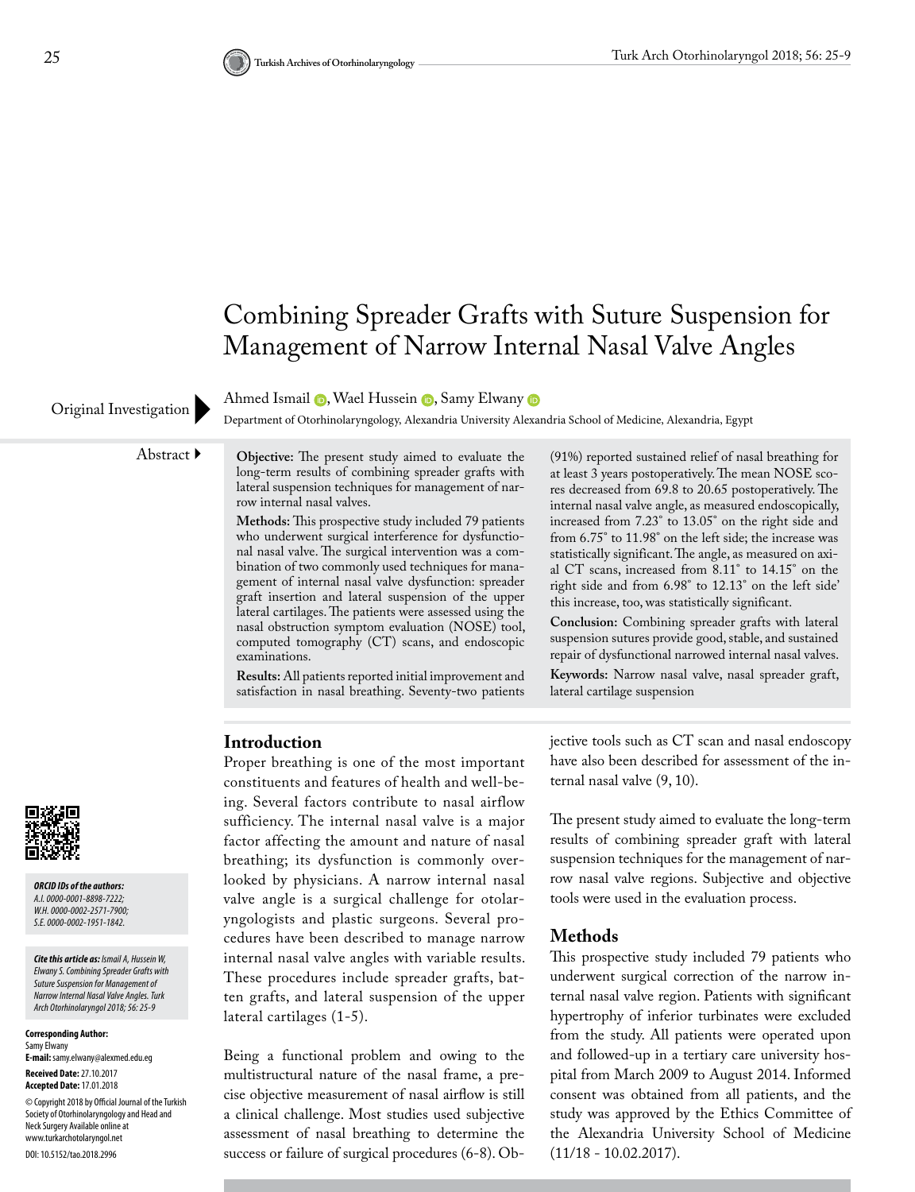# Combining Spreader Grafts with Suture Suspension for Management of Narrow Internal Nasal Valve Angles

Original Investigation

Ahmed Ismail, Wael Hussein, Samy Elwany

Department of Otorhinolaryngology, Alexandria University Alexandria School of Medicine, Alexandria, Egypt

## Abstract

**Objective:** The present study aimed to evaluate the long-term results of combining spreader grafts with lateral suspension techniques for management of narrow internal nasal valves.

**Methods:** This prospective study included 79 patients who underwent surgical interference for dysfunctional nasal valve. The surgical intervention was a combination of two commonly used techniques for management of internal nasal valve dysfunction: spreader graft insertion and lateral suspension of the upper lateral cartilages. The patients were assessed using the nasal obstruction symptom evaluation (NOSE) tool, computed tomography (CT) scans, and endoscopic examinations.

**Results:** All patients reported initial improvement and satisfaction in nasal breathing. Seventy-two patients (91%) reported sustained relief of nasal breathing for at least 3 years postoperatively. The mean NOSE scores decreased from 69.8 to 20.65 postoperatively. The internal nasal valve angle, as measured endoscopically, increased from 7.23˚ to 13.05˚ on the right side and from 6.75˚ to 11.98˚ on the left side; the increase was statistically significant. The angle, as measured on axial CT scans, increased from 8.11˚ to 14.15˚ on the right side and from 6.98˚ to 12.13˚ on the left side' this increase, too, was statistically significant.

**Conclusion:** Combining spreader grafts with lateral suspension sutures provide good, stable, and sustained repair of dysfunctional narrowed internal nasal valves.

**Keywords:** Narrow nasal valve, nasal spreader graft, lateral cartilage suspension

## Introduction

Proper breathing is one of the most important constituents and features of health and well-being. Several factors contribute to nasal airflow sufficiency. The internal nasal valve is a major factor affecting the amount and nature of nasal breathing; its dysfunction is commonly overlooked by physicians. A narrow internal nasal valve angle is a surgical challenge for otolaryngologists and plastic surgeons. Several procedures have been described to manage narrow internal nasal valve angles with variable results. These procedures include spreader grafts, batten grafts, and lateral suspension of the upper lateral cartilages (1-5).

Being a functional problem and owing to the multistructural nature of the nasal frame, a precise objective measurement of nasal airflow is still a clinical challenge. Most studies used subjective assessment of nasal breathing to determine the success or failure of surgical procedures (6-8). Objective tools such as CT scan and nasal endoscopy have also been described for assessment of the internal nasal valve (9, 10).

The present study aimed to evaluate the long-term results of combining spreader graft with lateral suspension techniques for the management of narrow nasal valve regions. Subjective and objective tools were used in the evaluation process.

## Methods

This prospective study included 79 patients who underwent surgical correction of the narrow internal nasal valve region. Patients with significant hypertrophy of inferior turbinates were excluded from the study. All patients were operated upon and followed-up in a tertiary care university hospital from March 2009 to August 2014. Informed consent was obtained from all patients, and the study was approved by the Ethics Committee of the Alexandria University School of Medicine (11/18 - 10.02.2017).

*ORCID IDs of the authors:*
*A.I. 0000-0001-8898-7222;*
*W.H. 0000-0002-2571-7900;*
*S.E. 0000-0002-1951-1842.*

***Cite this article as:*** *Ismail A, Hussein W, Elwany S. Combining Spreader Grafts with Suture Suspension for Management of Narrow Internal Nasal Valve Angles. Turk Arch Otorhinolaryngol 2018; 56: 25-9*

**Corresponding Author:**
Samy Elwany
**E-mail:** samy.elwany@alexmed.edu.eg

**Received Date:** 27.10.2017
**Accepted Date:** 17.01.2018

© Copyright 2018 by Official Journal of the Turkish Society of Otorhinolaryngology and Head and Neck Surgery Available online at www.turkarchotolaryngol.net

DOI: 10.5152/tao.2018.2996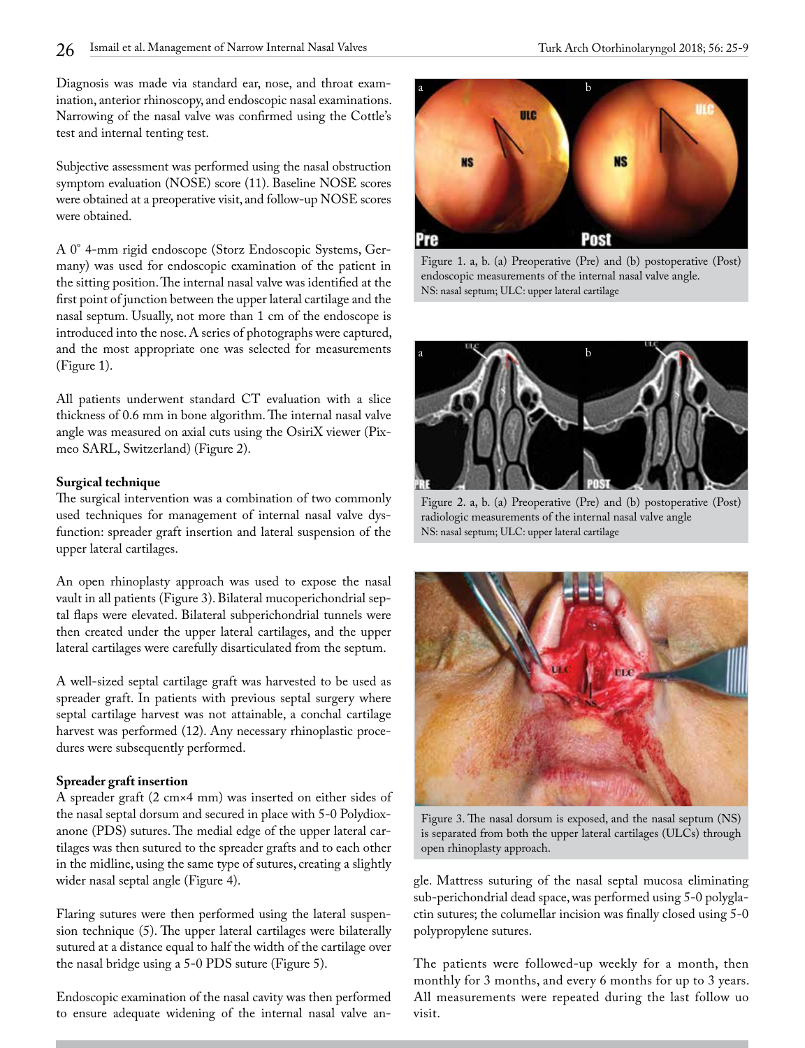Diagnosis was made via standard ear, nose, and throat examination, anterior rhinoscopy, and endoscopic nasal examinations. Narrowing of the nasal valve was confirmed using the Cottle's test and internal tenting test.

Subjective assessment was performed using the nasal obstruction symptom evaluation (NOSE) score (11). Baseline NOSE scores were obtained at a preoperative visit, and follow-up NOSE scores were obtained.

A 0° 4-mm rigid endoscope (Storz Endoscopic Systems, Germany) was used for endoscopic examination of the patient in the sitting position. The internal nasal valve was identified at the first point of junction between the upper lateral cartilage and the nasal septum. Usually, not more than 1 cm of the endoscope is introduced into the nose. A series of photographs were captured, and the most appropriate one was selected for measurements (Figure 1).

All patients underwent standard CT evaluation with a slice thickness of 0.6 mm in bone algorithm. The internal nasal valve angle was measured on axial cuts using the OsiriX viewer (Pixmeo SARL, Switzerland) (Figure 2).

**Surgical technique**

The surgical intervention was a combination of two commonly used techniques for management of internal nasal valve dysfunction: spreader graft insertion and lateral suspension of the upper lateral cartilages.

An open rhinoplasty approach was used to expose the nasal vault in all patients (Figure 3). Bilateral mucoperichondrial septal flaps were elevated. Bilateral subperichondrial tunnels were then created under the upper lateral cartilages, and the upper lateral cartilages were carefully disarticulated from the septum.

A well-sized septal cartilage graft was harvested to be used as spreader graft. In patients with previous septal surgery where septal cartilage harvest was not attainable, a conchal cartilage harvest was performed (12). Any necessary rhinoplastic procedures were subsequently performed.

**Spreader graft insertion**

A spreader graft (2 cm×4 mm) was inserted on either sides of the nasal septal dorsum and secured in place with 5-0 Polydioxanone (PDS) sutures. The medial edge of the upper lateral cartilages was then sutured to the spreader grafts and to each other in the midline, using the same type of sutures, creating a slightly wider nasal septal angle (Figure 4).

Flaring sutures were then performed using the lateral suspension technique (5). The upper lateral cartilages were bilaterally sutured at a distance equal to half the width of the cartilage over the nasal bridge using a 5-0 PDS suture (Figure 5).

Endoscopic examination of the nasal cavity was then performed to ensure adequate widening of the internal nasal valve angle. Mattress suturing of the nasal septal mucosa eliminating sub-perichondrial dead space, was performed using 5-0 polyglactin sutures; the columellar incision was finally closed using 5-0 polypropylene sutures.

The patients were followed-up weekly for a month, then monthly for 3 months, and every 6 months for up to 3 years. All measurements were repeated during the last follow uo visit.

Figure 1. a, b. (a) Preoperative (Pre) and (b) postoperative (Post) endoscopic measurements of the internal nasal valve angle.
NS: nasal septum; ULC: upper lateral cartilage

Figure 2. a, b. (a) Preoperative (Pre) and (b) postoperative (Post) radiologic measurements of the internal nasal valve angle
NS: nasal septum; ULC: upper lateral cartilage

Figure 3. The nasal dorsum is exposed, and the nasal septum (NS) is separated from both the upper lateral cartilages (ULCs) through open rhinoplasty approach.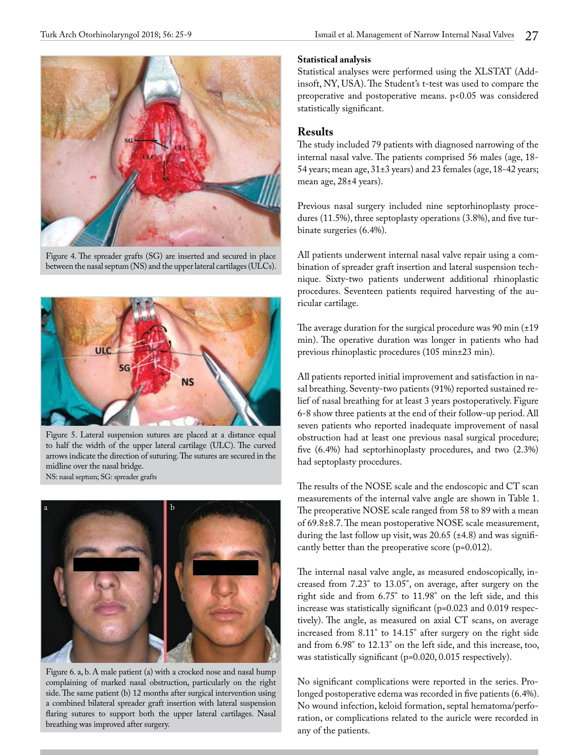Figure 4. The spreader grafts (SG) are inserted and secured in place between the nasal septum (NS) and the upper lateral cartilages (ULCs).

Figure 5. Lateral suspension sutures are placed at a distance equal to half the width of the upper lateral cartilage (ULC). The curved arrows indicate the direction of suturing. The sutures are secured in the midline over the nasal bridge.
NS: nasal septum; SG: spreader grafts

Figure 6. a, b. A male patient (a) with a crocked nose and nasal hump complaining of marked nasal obstruction, particularly on the right side. The same patient (b) 12 months after surgical intervention using a combined bilateral spreader graft insertion with lateral suspension flaring sutures to support both the upper lateral cartilages. Nasal breathing was improved after surgery.

### Statistical analysis

Statistical analyses were performed using the XLSTAT (Addinsoft, NY, USA). The Student's t-test was used to compare the preoperative and postoperative means. p<0.05 was considered statistically significant.

## Results

The study included 79 patients with diagnosed narrowing of the internal nasal valve. The patients comprised 56 males (age, 18-54 years; mean age, 31±3 years) and 23 females (age, 18-42 years; mean age, 28±4 years).

Previous nasal surgery included nine septorhinoplasty procedures (11.5%), three septoplasty operations (3.8%), and five turbinate surgeries (6.4%).

All patients underwent internal nasal valve repair using a combination of spreader graft insertion and lateral suspension technique. Sixty-two patients underwent additional rhinoplastic procedures. Seventeen patients required harvesting of the auricular cartilage.

The average duration for the surgical procedure was 90 min (±19 min). The operative duration was longer in patients who had previous rhinoplastic procedures (105 min±23 min).

All patients reported initial improvement and satisfaction in nasal breathing. Seventy-two patients (91%) reported sustained relief of nasal breathing for at least 3 years postoperatively. Figure 6-8 show three patients at the end of their follow-up period. All seven patients who reported inadequate improvement of nasal obstruction had at least one previous nasal surgical procedure; five (6.4%) had septorhinoplasty procedures, and two (2.3%) had septoplasty procedures.

The results of the NOSE scale and the endoscopic and CT scan measurements of the internal valve angle are shown in Table 1. The preoperative NOSE scale ranged from 58 to 89 with a mean of 69.8±8.7. The mean postoperative NOSE scale measurement, during the last follow up visit, was 20.65 (±4.8) and was significantly better than the preoperative score (p=0.012).

The internal nasal valve angle, as measured endoscopically, increased from 7.23° to 13.05°, on average, after surgery on the right side and from 6.75° to 11.98° on the left side, and this increase was statistically significant (p=0.023 and 0.019 respectively). The angle, as measured on axial CT scans, on average increased from 8.11° to 14.15° after surgery on the right side and from 6.98° to 12.13° on the left side, and this increase, too, was statistically significant (p=0.020, 0.015 respectively).

No significant complications were reported in the series. Prolonged postoperative edema was recorded in five patients (6.4%). No wound infection, keloid formation, septal hematoma/perforation, or complications related to the auricle were recorded in any of the patients.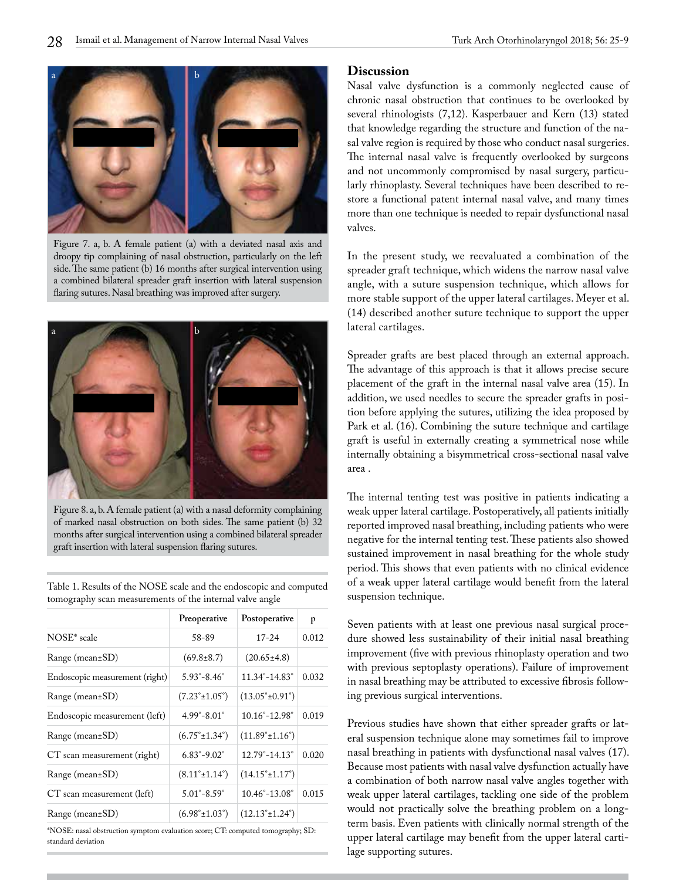Figure 7. a, b. A female patient (a) with a deviated nasal axis and droopy tip complaining of nasal obstruction, particularly on the left side. The same patient (b) 16 months after surgical intervention using a combined bilateral spreader graft insertion with lateral suspension flaring sutures. Nasal breathing was improved after surgery.

Figure 8. a, b. A female patient (a) with a nasal deformity complaining of marked nasal obstruction on both sides. The same patient (b) 32 months after surgical intervention using a combined bilateral spreader graft insertion with lateral suspension flaring sutures.

Table 1. Results of the NOSE scale and the endoscopic and computed tomography scan measurements of the internal valve angle

| | Preoperative | Postoperative | p |
|---|---|---|---|
| NOSE* scale | 58-89 | 17-24 | 0.012 |
| Range (mean±SD) | (69.8±8.7) | (20.65±4.8) | |
| Endoscopic measurement (right) | 5.93°-8.46° | 11.34°-14.83° | 0.032 |
| Range (mean±SD) | (7.23°±1.05°) | (13.05°±0.91°) | |
| Endoscopic measurement (left) | 4.99°-8.01° | 10.16°-12.98° | 0.019 |
| Range (mean±SD) | (6.75°±1.34°) | (11.89°±1.16°) | |
| CT scan measurement (right) | 6.83°-9.02° | 12.79°-14.13° | 0.020 |
| Range (mean±SD) | (8.11°±1.14°) | (14.15°±1.17°) | |
| CT scan measurement (left) | 5.01°-8.59° | 10.46°-13.08° | 0.015 |
| Range (mean±SD) | (6.98°±1.03°) | (12.13°±1.24°) | |

*NOSE: nasal obstruction symptom evaluation score; CT: computed tomography; SD: standard deviation

## Discussion

Nasal valve dysfunction is a commonly neglected cause of chronic nasal obstruction that continues to be overlooked by several rhinologists (7,12). Kasperbauer and Kern (13) stated that knowledge regarding the structure and function of the nasal valve region is required by those who conduct nasal surgeries. The internal nasal valve is frequently overlooked by surgeons and not uncommonly compromised by nasal surgery, particularly rhinoplasty. Several techniques have been described to restore a functional patent internal nasal valve, and many times more than one technique is needed to repair dysfunctional nasal valves.

In the present study, we reevaluated a combination of the spreader graft technique, which widens the narrow nasal valve angle, with a suture suspension technique, which allows for more stable support of the upper lateral cartilages. Meyer et al. (14) described another suture technique to support the upper lateral cartilages.

Spreader grafts are best placed through an external approach. The advantage of this approach is that it allows precise secure placement of the graft in the internal nasal valve area (15). In addition, we used needles to secure the spreader grafts in position before applying the sutures, utilizing the idea proposed by Park et al. (16). Combining the suture technique and cartilage graft is useful in externally creating a symmetrical nose while internally obtaining a bisymmetrical cross-sectional nasal valve area .

The internal tenting test was positive in patients indicating a weak upper lateral cartilage. Postoperatively, all patients initially reported improved nasal breathing, including patients who were negative for the internal tenting test. These patients also showed sustained improvement in nasal breathing for the whole study period. This shows that even patients with no clinical evidence of a weak upper lateral cartilage would benefit from the lateral suspension technique.

Seven patients with at least one previous nasal surgical procedure showed less sustainability of their initial nasal breathing improvement (five with previous rhinoplasty operation and two with previous septoplasty operations). Failure of improvement in nasal breathing may be attributed to excessive fibrosis following previous surgical interventions.

Previous studies have shown that either spreader grafts or lateral suspension technique alone may sometimes fail to improve nasal breathing in patients with dysfunctional nasal valves (17). Because most patients with nasal valve dysfunction actually have a combination of both narrow nasal valve angles together with weak upper lateral cartilages, tackling one side of the problem would not practically solve the breathing problem on a long-term basis. Even patients with clinically normal strength of the upper lateral cartilage may benefit from the upper lateral cartilage supporting sutures.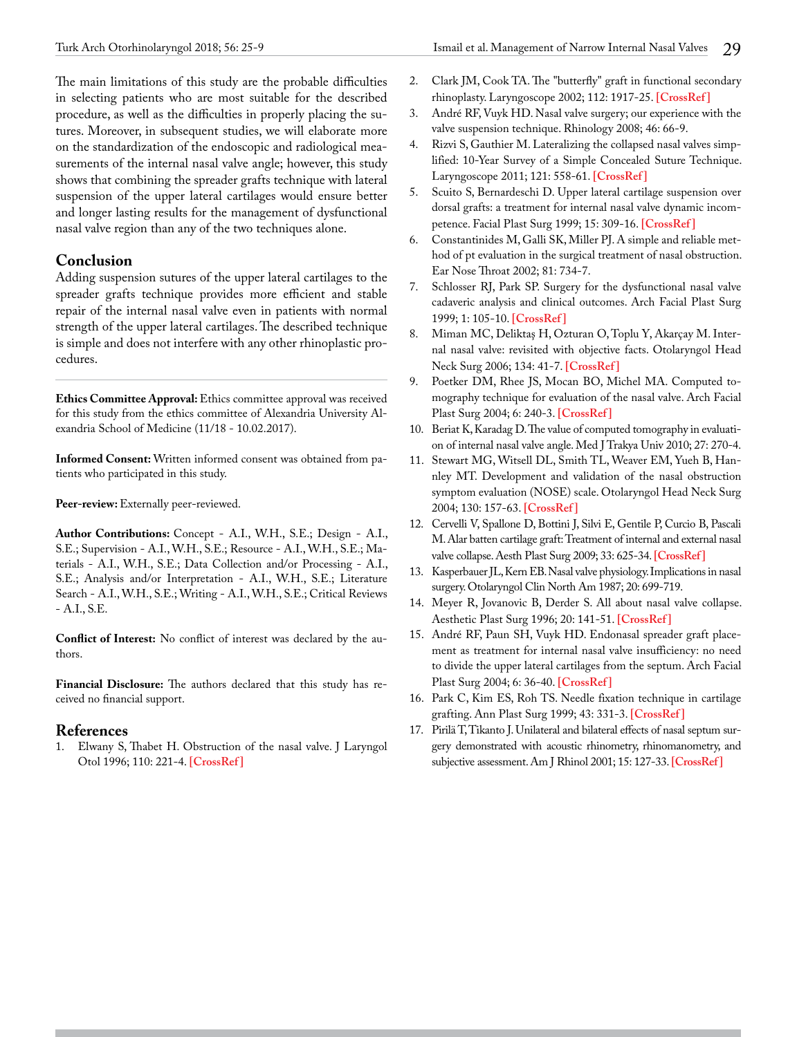The main limitations of this study are the probable difficulties in selecting patients who are most suitable for the described procedure, as well as the difficulties in properly placing the sutures. Moreover, in subsequent studies, we will elaborate more on the standardization of the endoscopic and radiological measurements of the internal nasal valve angle; however, this study shows that combining the spreader grafts technique with lateral suspension of the upper lateral cartilages would ensure better and longer lasting results for the management of dysfunctional nasal valve region than any of the two techniques alone.

## Conclusion

Adding suspension sutures of the upper lateral cartilages to the spreader grafts technique provides more efficient and stable repair of the internal nasal valve even in patients with normal strength of the upper lateral cartilages. The described technique is simple and does not interfere with any other rhinoplastic procedures.

---

**Ethics Committee Approval:** Ethics committee approval was received for this study from the ethics committee of Alexandria University Alexandria School of Medicine (11/18 - 10.02.2017).

**Informed Consent:** Written informed consent was obtained from patients who participated in this study.

**Peer-review:** Externally peer-reviewed.

**Author Contributions:** Concept - A.I., W.H., S.E.; Design - A.I., S.E.; Supervision - A.I., W.H., S.E.; Resource - A.I., W.H., S.E.; Materials - A.I., W.H., S.E.; Data Collection and/or Processing - A.I., S.E.; Analysis and/or Interpretation - A.I., W.H., S.E.; Literature Search - A.I., W.H., S.E.; Writing - A.I., W.H., S.E.; Critical Reviews - A.I., S.E.

**Conflict of Interest:** No conflict of interest was declared by the authors.

**Financial Disclosure:** The authors declared that this study has received no financial support.

## References

1. Elwany S, Thabet H. Obstruction of the nasal valve. J Laryngol Otol 1996; 110: 221-4. [CrossRef]
2. Clark JM, Cook TA. The "butterfly" graft in functional secondary rhinoplasty. Laryngoscope 2002; 112: 1917-25. [CrossRef]
3. André RF, Vuyk HD. Nasal valve surgery; our experience with the valve suspension technique. Rhinology 2008; 46: 66-9.
4. Rizvi S, Gauthier M. Lateralizing the collapsed nasal valves simplified: 10-Year Survey of a Simple Concealed Suture Technique. Laryngoscope 2011; 121: 558-61. [CrossRef]
5. Scuito S, Bernardeschi D. Upper lateral cartilage suspension over dorsal grafts: a treatment for internal nasal valve dynamic incompetence. Facial Plast Surg 1999; 15: 309-16. [CrossRef]
6. Constantinides M, Galli SK, Miller PJ. A simple and reliable method of pt evaluation in the surgical treatment of nasal obstruction. Ear Nose Throat 2002; 81: 734-7.
7. Schlosser RJ, Park SP. Surgery for the dysfunctional nasal valve cadaveric analysis and clinical outcomes. Arch Facial Plast Surg 1999; 1: 105-10. [CrossRef]
8. Miman MC, Deliktaş H, Ozturan O, Toplu Y, Akarçay M. Internal nasal valve: revisited with objective facts. Otolaryngol Head Neck Surg 2006; 134: 41-7. [CrossRef]
9. Poetker DM, Rhee JS, Mocan BO, Michel MA. Computed tomography technique for evaluation of the nasal valve. Arch Facial Plast Surg 2004; 6: 240-3. [CrossRef]
10. Beriat K, Karadag D. The value of computed tomography in evaluation of internal nasal valve angle. Med J Trakya Univ 2010; 27: 270-4.
11. Stewart MG, Witsell DL, Smith TL, Weaver EM, Yueh B, Hannley MT. Development and validation of the nasal obstruction symptom evaluation (NOSE) scale. Otolaryngol Head Neck Surg 2004; 130: 157-63. [CrossRef]
12. Cervelli V, Spallone D, Bottini J, Silvi E, Gentile P, Curcio B, Pascali M. Alar batten cartilage graft: Treatment of internal and external nasal valve collapse. Aesth Plast Surg 2009; 33: 625-34. [CrossRef]
13. Kasperbauer JL, Kern EB. Nasal valve physiology. Implications in nasal surgery. Otolaryngol Clin North Am 1987; 20: 699-719.
14. Meyer R, Jovanovic B, Derder S. All about nasal valve collapse. Aesthetic Plast Surg 1996; 20: 141-51. [CrossRef]
15. André RF, Paun SH, Vuyk HD. Endonasal spreader graft placement as treatment for internal nasal valve insufficiency: no need to divide the upper lateral cartilages from the septum. Arch Facial Plast Surg 2004; 6: 36-40. [CrossRef]
16. Park C, Kim ES, Roh TS. Needle fixation technique in cartilage grafting. Ann Plast Surg 1999; 43: 331-3. [CrossRef]
17. Pirilä T, Tikanto J. Unilateral and bilateral effects of nasal septum surgery demonstrated with acoustic rhinometry, rhinomanometry, and subjective assessment. Am J Rhinol 2001; 15: 127-33. [CrossRef]